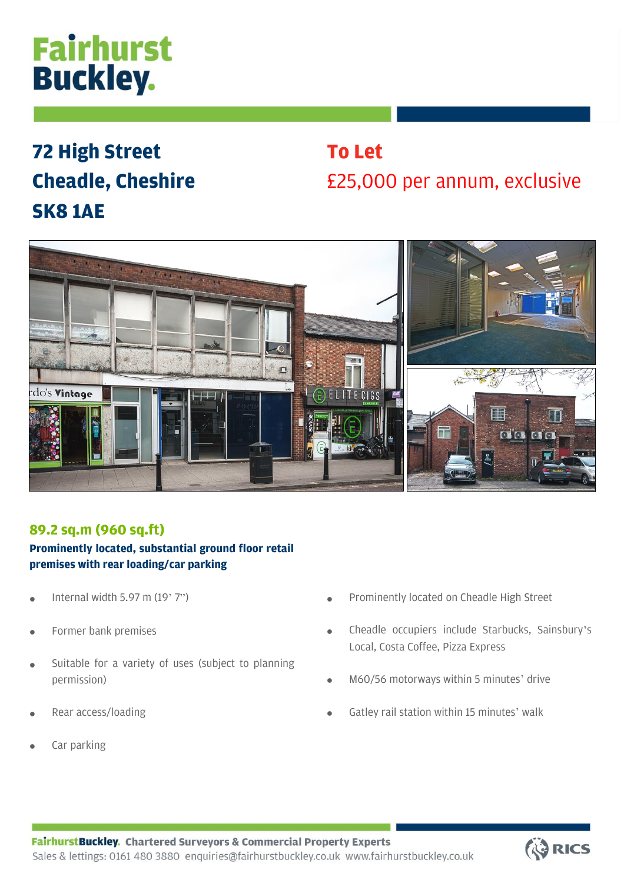# Fairhurst Buckley.

## 72 High Street
## Cheadle, Cheshire
## SK8 1AE

## To Let

£25,000 per annum, exclusive

### 89.2 sq.m (960 sq.ft)

**Prominently located, substantial ground floor retail premises with rear loading/car parking**

- Internal width 5.97 m (19' 7")
- Former bank premises
- Suitable for a variety of uses (subject to planning permission)
- Rear access/loading
- Car parking
- Prominently located on Cheadle High Street
- Cheadle occupiers include Starbucks, Sainsbury's Local, Costa Coffee, Pizza Express
- M60/56 motorways within 5 minutes' drive
- Gatley rail station within 15 minutes' walk

**FairhurstBuckley. Chartered Surveyors & Commercial Property Experts**
Sales & lettings: 0161 480 3880 enquiries@fairhurstbuckley.co.uk www.fairhurstbuckley.co.uk

RICS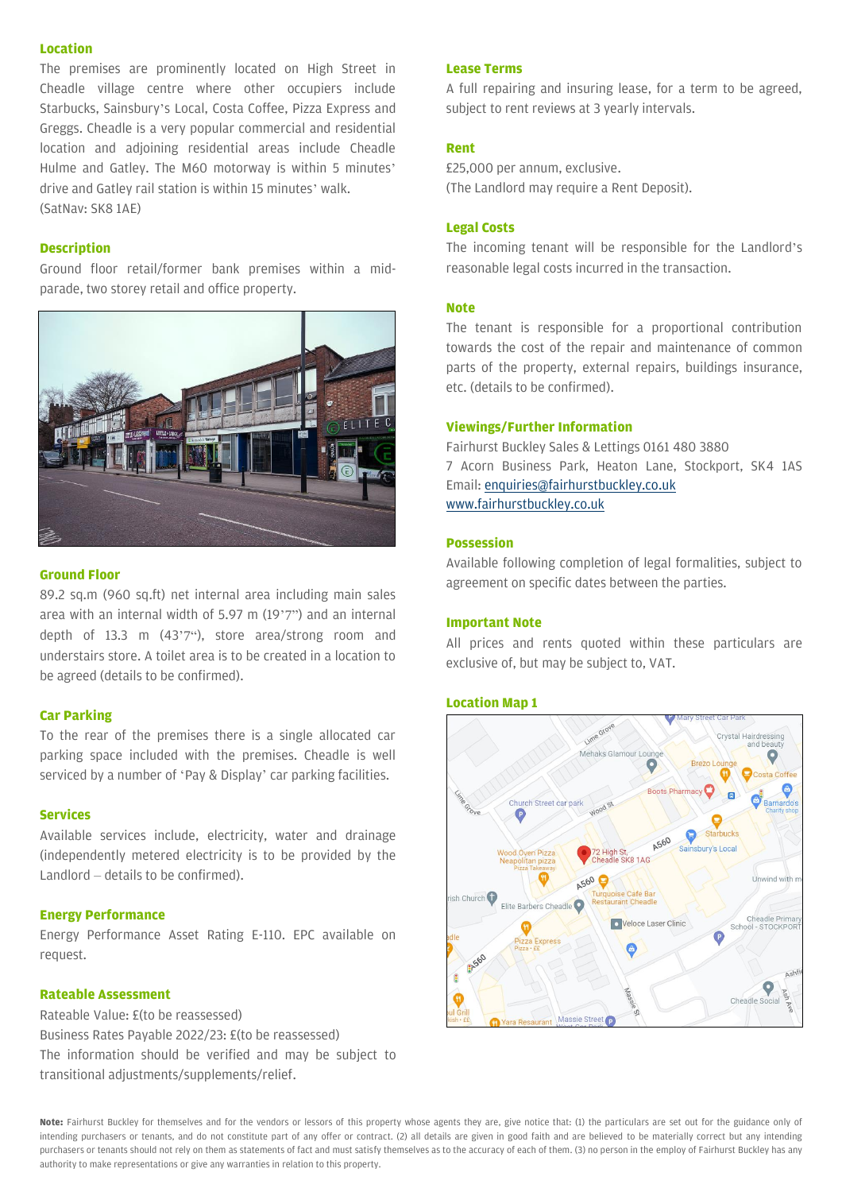## Location

The premises are prominently located on High Street in Cheadle village centre where other occupiers include Starbucks, Sainsbury's Local, Costa Coffee, Pizza Express and Greggs. Cheadle is a very popular commercial and residential location and adjoining residential areas include Cheadle Hulme and Gatley. The M60 motorway is within 5 minutes' drive and Gatley rail station is within 15 minutes' walk. (SatNav: SK8 1AE)

## Description

Ground floor retail/former bank premises within a mid-parade, two storey retail and office property.

## Ground Floor

89.2 sq.m (960 sq.ft) net internal area including main sales area with an internal width of 5.97 m (19'7") and an internal depth of 13.3 m (43'7"), store area/strong room and understairs store. A toilet area is to be created in a location to be agreed (details to be confirmed).

## Car Parking

To the rear of the premises there is a single allocated car parking space included with the premises. Cheadle is well serviced by a number of 'Pay & Display' car parking facilities.

## Services

Available services include, electricity, water and drainage (independently metered electricity is to be provided by the Landlord – details to be confirmed).

## Energy Performance

Energy Performance Asset Rating E-110. EPC available on request.

## Rateable Assessment

Rateable Value: £(to be reassessed)
Business Rates Payable 2022/23: £(to be reassessed)
The information should be verified and may be subject to transitional adjustments/supplements/relief.

## Lease Terms

A full repairing and insuring lease, for a term to be agreed, subject to rent reviews at 3 yearly intervals.

## Rent

£25,000 per annum, exclusive.
(The Landlord may require a Rent Deposit).

## Legal Costs

The incoming tenant will be responsible for the Landlord's reasonable legal costs incurred in the transaction.

## Note

The tenant is responsible for a proportional contribution towards the cost of the repair and maintenance of common parts of the property, external repairs, buildings insurance, etc. (details to be confirmed).

## Viewings/Further Information

Fairhurst Buckley Sales & Lettings 0161 480 3880
7 Acorn Business Park, Heaton Lane, Stockport, SK4 1AS
Email: enquiries@fairhurstbuckley.co.uk
www.fairhurstbuckley.co.uk

## Possession

Available following completion of legal formalities, subject to agreement on specific dates between the parties.

## Important Note

All prices and rents quoted within these particulars are exclusive of, but may be subject to, VAT.

## Location Map 1

**Note:** Fairhurst Buckley for themselves and for the vendors or lessors of this property whose agents they are, give notice that: (1) the particulars are set out for the guidance only of intending purchasers or tenants, and do not constitute part of any offer or contract. (2) all details are given in good faith and are believed to be materially correct but any intending purchasers or tenants should not rely on them as statements of fact and must satisfy themselves as to the accuracy of each of them. (3) no person in the employ of Fairhurst Buckley has any authority to make representations or give any warranties in relation to this property.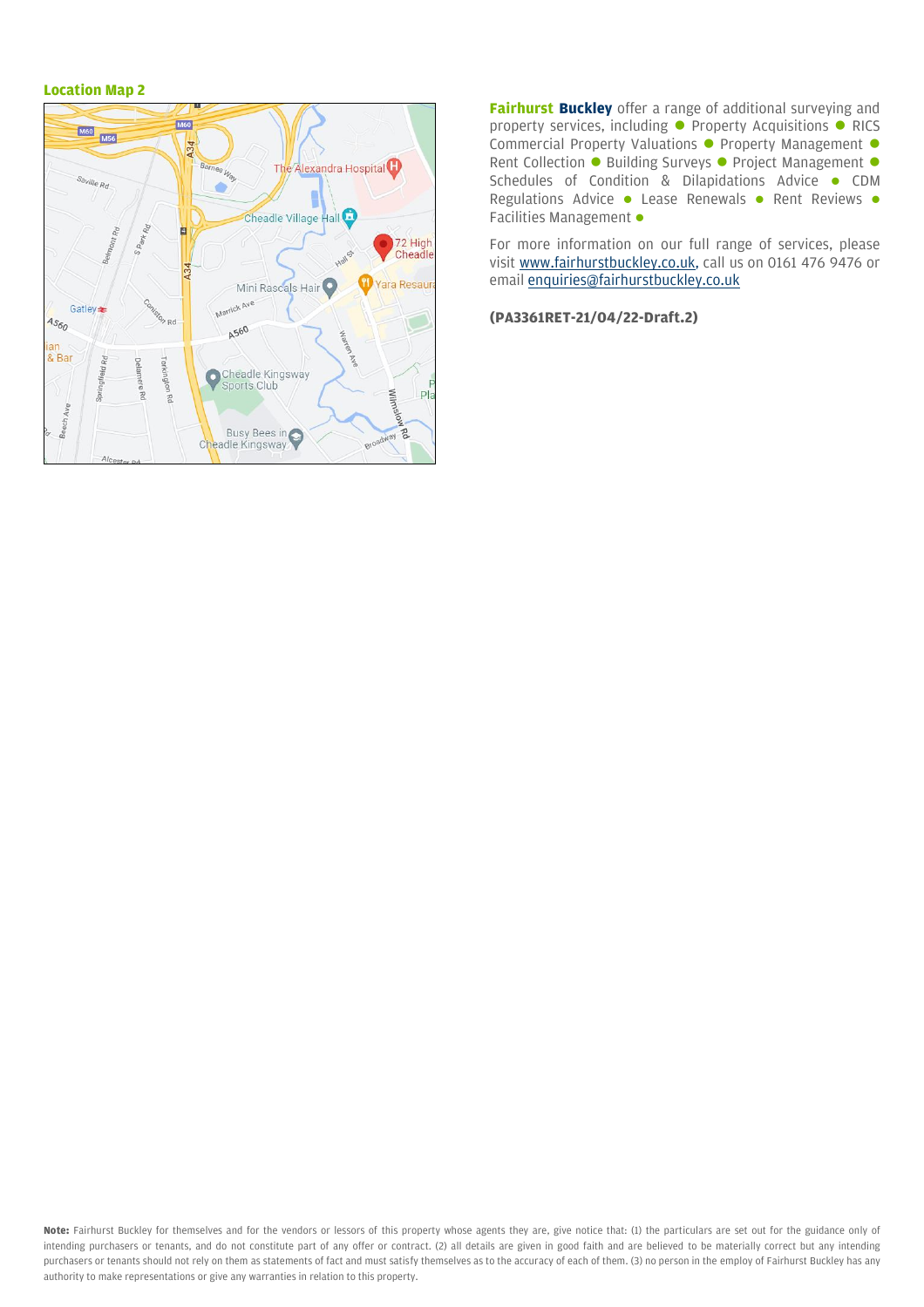**Location Map 2**

M60
M56
M60
A34
Barnes Way
The Alexandra Hospital
Saville Rd
Cheadle Village Hall
Belmont Rd
S Park Rd
72 High
Cheadle
Hall St
A34
Mini Rascals Hair
Yara Resaura
Gatley
Coniston Rd
Marrick Ave
A560
A560
ian
& Bar
Warren Ave
Springfield Rd
Delamere Rd
Torkington Rd
Cheadle Kingsway
Sports Club
Wilmslow Rd
P
Pla
Beech Ave
Busy Bees in
Cheadle Kingsway
Broadway
Alcester Rd

**Fairhurst Buckley** offer a range of additional surveying and property services, including ● Property Acquisitions ● RICS Commercial Property Valuations ● Property Management ● Rent Collection ● Building Surveys ● Project Management ● Schedules of Condition & Dilapidations Advice ● CDM Regulations Advice ● Lease Renewals ● Rent Reviews ● Facilities Management ●

For more information on our full range of services, please visit www.fairhurstbuckley.co.uk, call us on 0161 476 9476 or email enquiries@fairhurstbuckley.co.uk

**(PA3361RET-21/04/22-Draft.2)**

**Note:** Fairhurst Buckley for themselves and for the vendors or lessors of this property whose agents they are, give notice that: (1) the particulars are set out for the guidance only of intending purchasers or tenants, and do not constitute part of any offer or contract. (2) all details are given in good faith and are believed to be materially correct but any intending purchasers or tenants should not rely on them as statements of fact and must satisfy themselves as to the accuracy of each of them. (3) no person in the employ of Fairhurst Buckley has any authority to make representations or give any warranties in relation to this property.